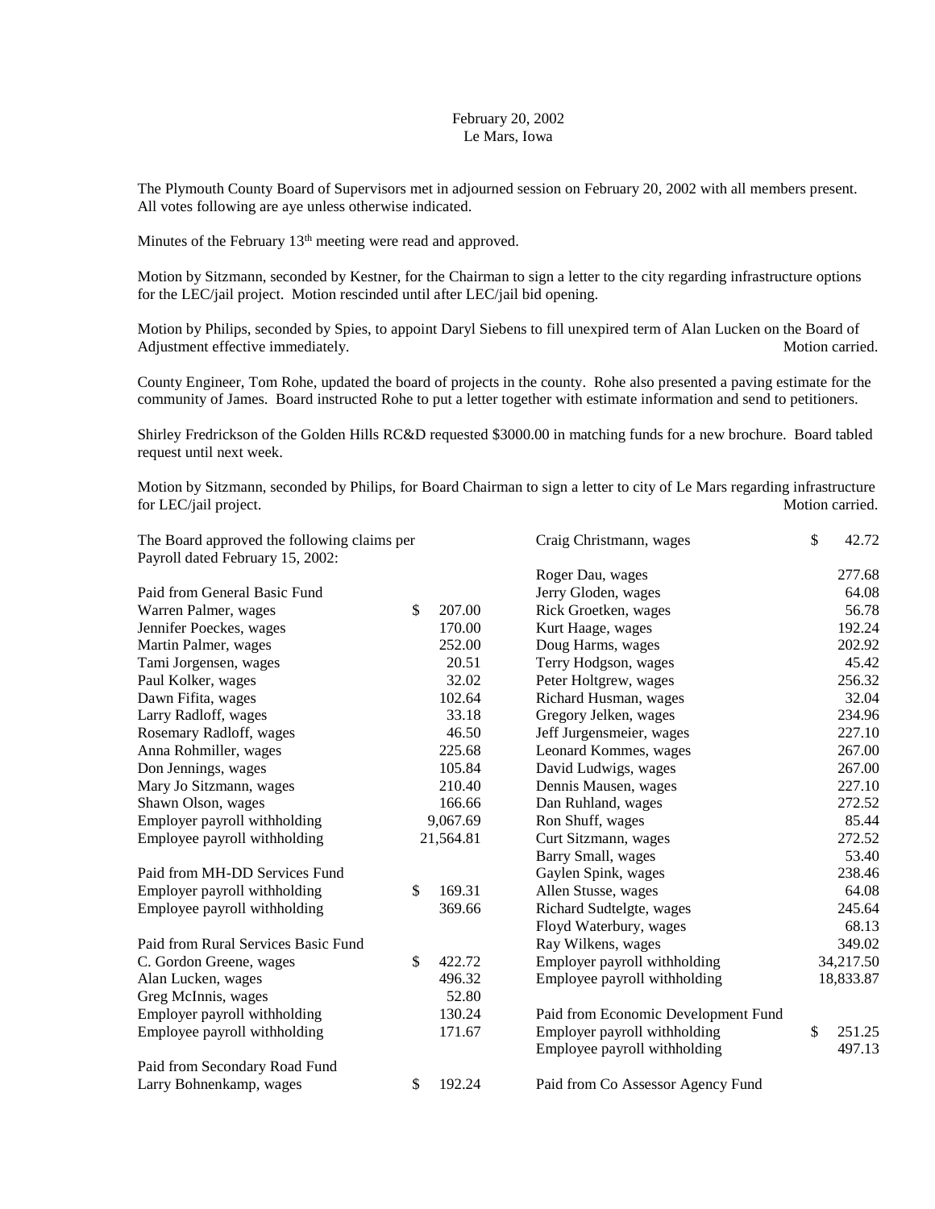February 20, 2002
Le Mars, Iowa

The Plymouth County Board of Supervisors met in adjourned session on February 20, 2002 with all members present. All votes following are aye unless otherwise indicated.

Minutes of the February 13th meeting were read and approved.

Motion by Sitzmann, seconded by Kestner, for the Chairman to sign a letter to the city regarding infrastructure options for the LEC/jail project. Motion rescinded until after LEC/jail bid opening.

Motion by Philips, seconded by Spies, to appoint Daryl Siebens to fill unexpired term of Alan Lucken on the Board of Adjustment effective immediately. Motion carried.

County Engineer, Tom Rohe, updated the board of projects in the county. Rohe also presented a paving estimate for the community of James. Board instructed Rohe to put a letter together with estimate information and send to petitioners.

Shirley Fredrickson of the Golden Hills RC&D requested $3000.00 in matching funds for a new brochure. Board tabled request until next week.

Motion by Sitzmann, seconded by Philips, for Board Chairman to sign a letter to city of Le Mars regarding infrastructure for LEC/jail project. Motion carried.

The Board approved the following claims per Payroll dated February 15, 2002:

| | |
|---|---|
| **Paid from General Basic Fund** | |
| Warren Palmer, wages | $ 207.00 |
| Jennifer Poeckes, wages | 170.00 |
| Martin Palmer, wages | 252.00 |
| Tami Jorgensen, wages | 20.51 |
| Paul Kolker, wages | 32.02 |
| Dawn Fifita, wages | 102.64 |
| Larry Radloff, wages | 33.18 |
| Rosemary Radloff, wages | 46.50 |
| Anna Rohmiller, wages | 225.68 |
| Don Jennings, wages | 105.84 |
| Mary Jo Sitzmann, wages | 210.40 |
| Shawn Olson, wages | 166.66 |
| Employer payroll withholding | 9,067.69 |
| Employee payroll withholding | 21,564.81 |
| **Paid from MH-DD Services Fund** | |
| Employer payroll withholding | $ 169.31 |
| Employee payroll withholding | 369.66 |
| **Paid from Rural Services Basic Fund** | |
| C. Gordon Greene, wages | $ 422.72 |
| Alan Lucken, wages | 496.32 |
| Greg McInnis, wages | 52.80 |
| Employer payroll withholding | 130.24 |
| Employee payroll withholding | 171.67 |
| **Paid from Secondary Road Fund** | |
| Larry Bohnenkamp, wages | $ 192.24 |
| Craig Christmann, wages | $ 42.72 |
| Roger Dau, wages | 277.68 |
| Jerry Gloden, wages | 64.08 |
| Rick Groetken, wages | 56.78 |
| Kurt Haage, wages | 192.24 |
| Doug Harms, wages | 202.92 |
| Terry Hodgson, wages | 45.42 |
| Peter Holtgrew, wages | 256.32 |
| Richard Husman, wages | 32.04 |
| Gregory Jelken, wages | 234.96 |
| Jeff Jurgensmeier, wages | 227.10 |
| Leonard Kommes, wages | 267.00 |
| David Ludwigs, wages | 267.00 |
| Dennis Mausen, wages | 227.10 |
| Dan Ruhland, wages | 272.52 |
| Ron Shuff, wages | 85.44 |
| Curt Sitzmann, wages | 272.52 |
| Barry Small, wages | 53.40 |
| Gaylen Spink, wages | 238.46 |
| Allen Stusse, wages | 64.08 |
| Richard Sudtelgte, wages | 245.64 |
| Floyd Waterbury, wages | 68.13 |
| Ray Wilkens, wages | 349.02 |
| Employer payroll withholding | 34,217.50 |
| Employee payroll withholding | 18,833.87 |
| **Paid from Economic Development Fund** | |
| Employer payroll withholding | $ 251.25 |
| Employee payroll withholding | 497.13 |
| **Paid from Co Assessor Agency Fund** | |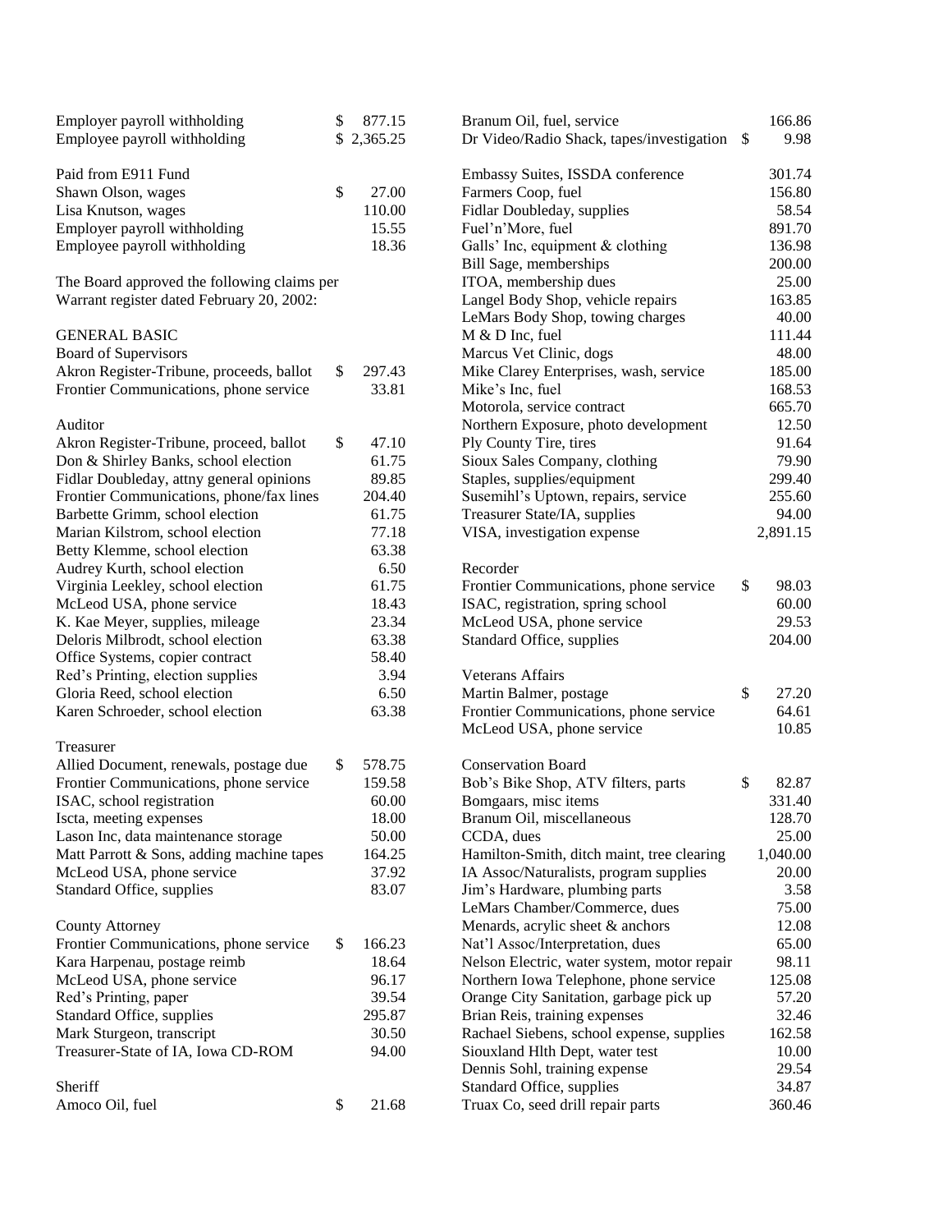| | |
|---|---|
| Employer payroll withholding | $ 877.15 |
| Employee payroll withholding | $ 2,365.25 |

Paid from E911 Fund

| | |
|---|---|
| Shawn Olson, wages | $ 27.00 |
| Lisa Knutson, wages | 110.00 |
| Employer payroll withholding | 15.55 |
| Employee payroll withholding | 18.36 |

The Board approved the following claims per Warrant register dated February 20, 2002:

GENERAL BASIC

Board of Supervisors

| | |
|---|---|
| Akron Register-Tribune, proceeds, ballot | $ 297.43 |
| Frontier Communications, phone service | 33.81 |

Auditor

| | |
|---|---|
| Akron Register-Tribune, proceed, ballot | $ 47.10 |
| Don & Shirley Banks, school election | 61.75 |
| Fidlar Doubleday, attny general opinions | 89.85 |
| Frontier Communications, phone/fax lines | 204.40 |
| Barbette Grimm, school election | 61.75 |
| Marian Kilstrom, school election | 77.18 |
| Betty Klemme, school election | 63.38 |
| Audrey Kurth, school election | 6.50 |
| Virginia Leekley, school election | 61.75 |
| McLeod USA, phone service | 18.43 |
| K. Kae Meyer, supplies, mileage | 23.34 |
| Deloris Milbrodt, school election | 63.38 |
| Office Systems, copier contract | 58.40 |
| Red's Printing, election supplies | 3.94 |
| Gloria Reed, school election | 6.50 |
| Karen Schroeder, school election | 63.38 |

Treasurer

| | |
|---|---|
| Allied Document, renewals, postage due | $ 578.75 |
| Frontier Communications, phone service | 159.58 |
| ISAC, school registration | 60.00 |
| Iscta, meeting expenses | 18.00 |
| Lason Inc, data maintenance storage | 50.00 |
| Matt Parrott & Sons, adding machine tapes | 164.25 |
| McLeod USA, phone service | 37.92 |
| Standard Office, supplies | 83.07 |

County Attorney

| | |
|---|---|
| Frontier Communications, phone service | $ 166.23 |
| Kara Harpenau, postage reimb | 18.64 |
| McLeod USA, phone service | 96.17 |
| Red's Printing, paper | 39.54 |
| Standard Office, supplies | 295.87 |
| Mark Sturgeon, transcript | 30.50 |
| Treasurer-State of IA, Iowa CD-ROM | 94.00 |

Sheriff

| | |
|---|---|
| Amoco Oil, fuel | $ 21.68 |
| Branum Oil, fuel, service | 166.86 |
| Dr Video/Radio Shack, tapes/investigation | $ 9.98 |
| Embassy Suites, ISSDA conference | 301.74 |
| Farmers Coop, fuel | 156.80 |
| Fidlar Doubleday, supplies | 58.54 |
| Fuel'n'More, fuel | 891.70 |
| Galls' Inc, equipment & clothing | 136.98 |
| Bill Sage, memberships | 200.00 |
| ITOA, membership dues | 25.00 |
| Langel Body Shop, vehicle repairs | 163.85 |
| LeMars Body Shop, towing charges | 40.00 |
| M & D Inc, fuel | 111.44 |
| Marcus Vet Clinic, dogs | 48.00 |
| Mike Clarey Enterprises, wash, service | 185.00 |
| Mike's Inc, fuel | 168.53 |
| Motorola, service contract | 665.70 |
| Northern Exposure, photo development | 12.50 |
| Ply County Tire, tires | 91.64 |
| Sioux Sales Company, clothing | 79.90 |
| Staples, supplies/equipment | 299.40 |
| Susemihl's Uptown, repairs, service | 255.60 |
| Treasurer State/IA, supplies | 94.00 |
| VISA, investigation expense | 2,891.15 |

Recorder

| | |
|---|---|
| Frontier Communications, phone service | $ 98.03 |
| ISAC, registration, spring school | 60.00 |
| McLeod USA, phone service | 29.53 |
| Standard Office, supplies | 204.00 |

Veterans Affairs

| | |
|---|---|
| Martin Balmer, postage | $ 27.20 |
| Frontier Communications, phone service | 64.61 |
| McLeod USA, phone service | 10.85 |

Conservation Board

| | |
|---|---|
| Bob's Bike Shop, ATV filters, parts | $ 82.87 |
| Bomgaars, misc items | 331.40 |
| Branum Oil, miscellaneous | 128.70 |
| CCDA, dues | 25.00 |
| Hamilton-Smith, ditch maint, tree clearing | 1,040.00 |
| IA Assoc/Naturalists, program supplies | 20.00 |
| Jim's Hardware, plumbing parts | 3.58 |
| LeMars Chamber/Commerce, dues | 75.00 |
| Menards, acrylic sheet & anchors | 12.08 |
| Nat'l Assoc/Interpretation, dues | 65.00 |
| Nelson Electric, water system, motor repair | 98.11 |
| Northern Iowa Telephone, phone service | 125.08 |
| Orange City Sanitation, garbage pick up | 57.20 |
| Brian Reis, training expenses | 32.46 |
| Rachael Siebens, school expense, supplies | 162.58 |
| Siouxland Hlth Dept, water test | 10.00 |
| Dennis Sohl, training expense | 29.54 |
| Standard Office, supplies | 34.87 |
| Truax Co, seed drill repair parts | 360.46 |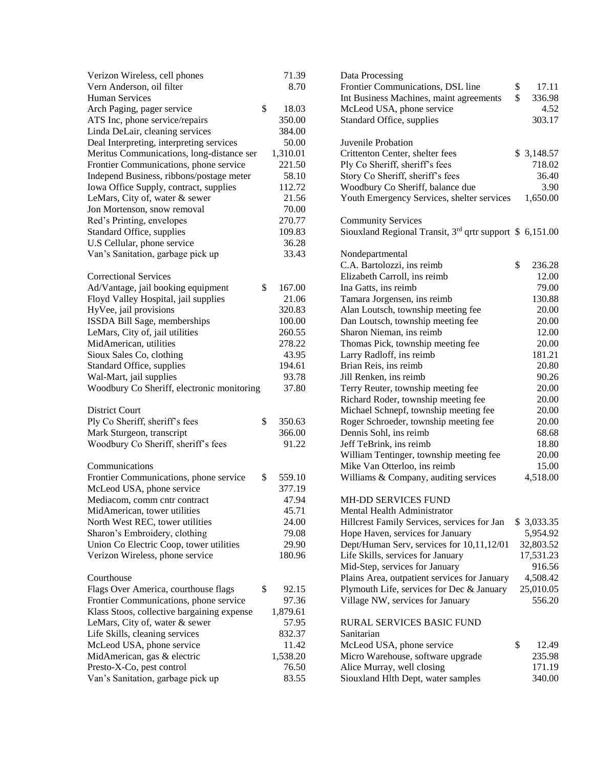| | |
|---|---|
| Verizon Wireless, cell phones | 71.39 |
| Vern Anderson, oil filter | 8.70 |

Human Services

| | |
|---|---|
| Arch Paging, pager service | $ 18.03 |
| ATS Inc, phone service/repairs | 350.00 |
| Linda DeLair, cleaning services | 384.00 |
| Deal Interpreting, interpreting services | 50.00 |
| Meritus Communications, long-distance ser | 1,310.01 |
| Frontier Communications, phone service | 221.50 |
| Independ Business, ribbons/postage meter | 58.10 |
| Iowa Office Supply, contract, supplies | 112.72 |
| LeMars, City of, water & sewer | 21.56 |
| Jon Mortenson, snow removal | 70.00 |
| Red's Printing, envelopes | 270.77 |
| Standard Office, supplies | 109.83 |
| U.S Cellular, phone service | 36.28 |
| Van's Sanitation, garbage pick up | 33.43 |

Correctional Services

| | |
|---|---|
| Ad/Vantage, jail booking equipment | $ 167.00 |
| Floyd Valley Hospital, jail supplies | 21.06 |
| HyVee, jail provisions | 320.83 |
| ISSDA Bill Sage, memberships | 100.00 |
| LeMars, City of, jail utilities | 260.55 |
| MidAmerican, utilities | 278.22 |
| Sioux Sales Co, clothing | 43.95 |
| Standard Office, supplies | 194.61 |
| Wal-Mart, jail supplies | 93.78 |
| Woodbury Co Sheriff, electronic monitoring | 37.80 |

District Court

| | |
|---|---|
| Ply Co Sheriff, sheriff's fees | $ 350.63 |
| Mark Sturgeon, transcript | 366.00 |
| Woodbury Co Sheriff, sheriff's fees | 91.22 |

Communications

| | |
|---|---|
| Frontier Communications, phone service | $ 559.10 |
| McLeod USA, phone service | 377.19 |
| Mediacom, comm cntr contract | 47.94 |
| MidAmerican, tower utilities | 45.71 |
| North West REC, tower utilities | 24.00 |
| Sharon's Embroidery, clothing | 79.08 |
| Union Co Electric Coop, tower utilities | 29.90 |
| Verizon Wireless, phone service | 180.96 |

Courthouse

| | |
|---|---|
| Flags Over America, courthouse flags | $ 92.15 |
| Frontier Communications, phone service | 97.36 |
| Klass Stoos, collective bargaining expense | 1,879.61 |
| LeMars, City of, water & sewer | 57.95 |
| Life Skills, cleaning services | 832.37 |
| McLeod USA, phone service | 11.42 |
| MidAmerican, gas & electric | 1,538.20 |
| Presto-X-Co, pest control | 76.50 |
| Van's Sanitation, garbage pick up | 83.55 |

Data Processing

| | |
|---|---|
| Frontier Communications, DSL line | $ 17.11 |
| Int Business Machines, maint agreements | $ 336.98 |
| McLeod USA, phone service | 4.52 |
| Standard Office, supplies | 303.17 |

Juvenile Probation

| | |
|---|---|
| Crittenton Center, shelter fees | $ 3,148.57 |
| Ply Co Sheriff, sheriff's fees | 718.02 |
| Story Co Sheriff, sheriff's fees | 36.40 |
| Woodbury Co Sheriff, balance due | 3.90 |
| Youth Emergency Services, shelter services | 1,650.00 |

Community Services

| | |
|---|---|
| Siouxland Regional Transit, 3rd qrtr support | $ 6,151.00 |

Nondepartmental

| | |
|---|---|
| C.A. Bartolozzi, ins reimb | $ 236.28 |
| Elizabeth Carroll, ins reimb | 12.00 |
| Ina Gatts, ins reimb | 79.00 |
| Tamara Jorgensen, ins reimb | 130.88 |
| Alan Loutsch, township meeting fee | 20.00 |
| Dan Loutsch, township meeting fee | 20.00 |
| Sharon Nieman, ins reimb | 12.00 |
| Thomas Pick, township meeting fee | 20.00 |
| Larry Radloff, ins reimb | 181.21 |
| Brian Reis, ins reimb | 20.80 |
| Jill Renken, ins reimb | 90.26 |
| Terry Reuter, township meeting fee | 20.00 |
| Richard Roder, township meeting fee | 20.00 |
| Michael Schnepf, township meeting fee | 20.00 |
| Roger Schroeder, township meeting fee | 20.00 |
| Dennis Sohl, ins reimb | 68.68 |
| Jeff TeBrink, ins reimb | 18.80 |
| William Tentinger, township meeting fee | 20.00 |
| Mike Van Otterloo, ins reimb | 15.00 |
| Williams & Company, auditing services | 4,518.00 |

MH-DD SERVICES FUND

Mental Health Administrator

| | |
|---|---|
| Hillcrest Family Services, services for Jan | $ 3,033.35 |
| Hope Haven, services for January | 5,954.92 |
| Dept/Human Serv, services for 10,11,12/01 | 32,803.52 |
| Life Skills, services for January | 17,531.23 |
| Mid-Step, services for January | 916.56 |
| Plains Area, outpatient services for January | 4,508.42 |
| Plymouth Life, services for Dec & January | 25,010.05 |
| Village NW, services for January | 556.20 |

RURAL SERVICES BASIC FUND

Sanitarian

| | |
|---|---|
| McLeod USA, phone service | $ 12.49 |
| Micro Warehouse, software upgrade | 235.98 |
| Alice Murray, well closing | 171.19 |
| Siouxland Hlth Dept, water samples | 340.00 |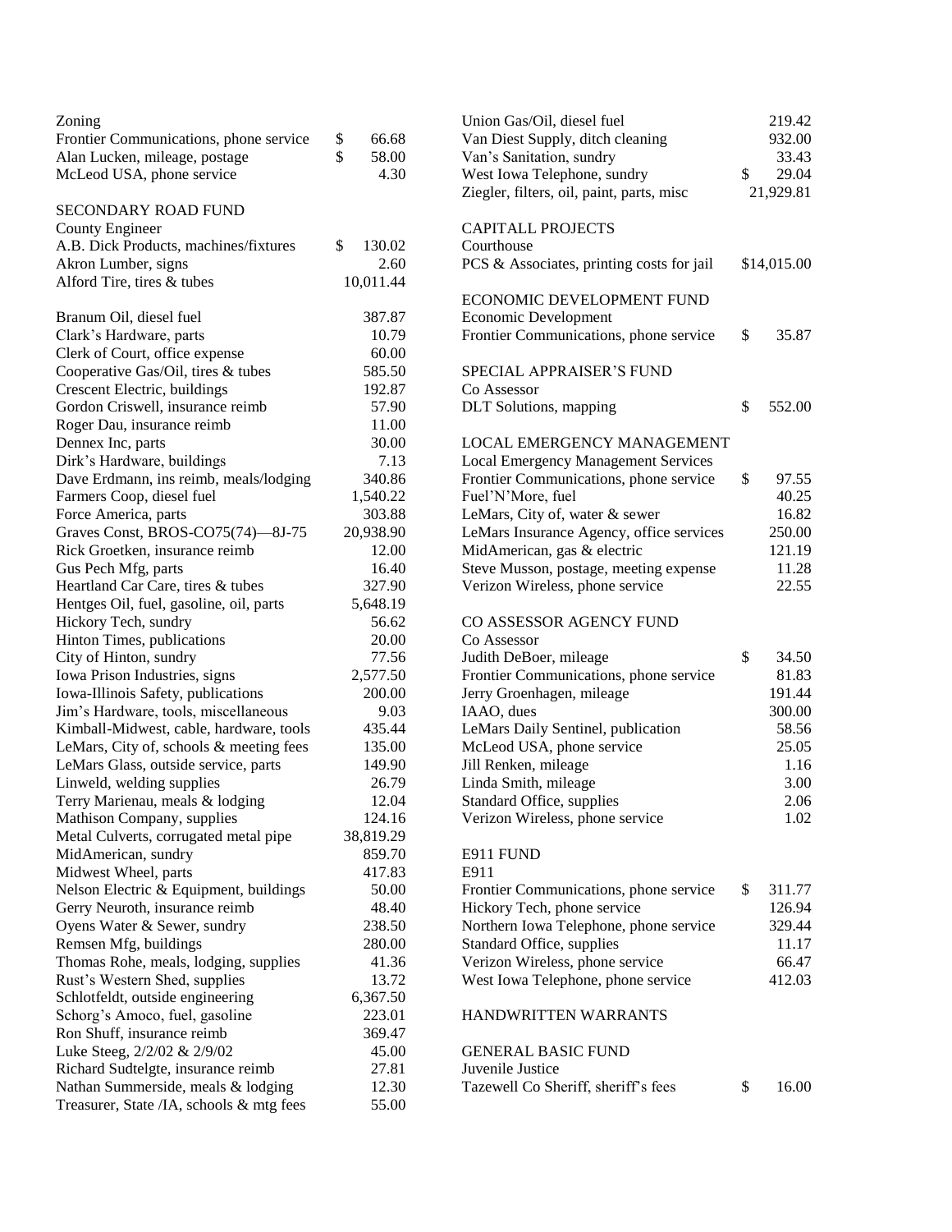Zoning

| | |
|---|---|
| Frontier Communications, phone service | $ 66.68 |
| Alan Lucken, mileage, postage | $ 58.00 |
| McLeod USA, phone service | 4.30 |

SECONDARY ROAD FUND

County Engineer

| | |
|---|---|
| A.B. Dick Products, machines/fixtures | $ 130.02 |
| Akron Lumber, signs | 2.60 |
| Alford Tire, tires & tubes | 10,011.44 |
| Branum Oil, diesel fuel | 387.87 |
| Clark's Hardware, parts | 10.79 |
| Clerk of Court, office expense | 60.00 |
| Cooperative Gas/Oil, tires & tubes | 585.50 |
| Crescent Electric, buildings | 192.87 |
| Gordon Criswell, insurance reimb | 57.90 |
| Roger Dau, insurance reimb | 11.00 |
| Dennex Inc, parts | 30.00 |
| Dirk's Hardware, buildings | 7.13 |
| Dave Erdmann, ins reimb, meals/lodging | 340.86 |
| Farmers Coop, diesel fuel | 1,540.22 |
| Force America, parts | 303.88 |
| Graves Const, BROS-CO75(74)—8J-75 | 20,938.90 |
| Rick Groetken, insurance reimb | 12.00 |
| Gus Pech Mfg, parts | 16.40 |
| Heartland Car Care, tires & tubes | 327.90 |
| Hentges Oil, fuel, gasoline, oil, parts | 5,648.19 |
| Hickory Tech, sundry | 56.62 |
| Hinton Times, publications | 20.00 |
| City of Hinton, sundry | 77.56 |
| Iowa Prison Industries, signs | 2,577.50 |
| Iowa-Illinois Safety, publications | 200.00 |
| Jim's Hardware, tools, miscellaneous | 9.03 |
| Kimball-Midwest, cable, hardware, tools | 435.44 |
| LeMars, City of, schools & meeting fees | 135.00 |
| LeMars Glass, outside service, parts | 149.90 |
| Linweld, welding supplies | 26.79 |
| Terry Marienau, meals & lodging | 12.04 |
| Mathison Company, supplies | 124.16 |
| Metal Culverts, corrugated metal pipe | 38,819.29 |
| MidAmerican, sundry | 859.70 |
| Midwest Wheel, parts | 417.83 |
| Nelson Electric & Equipment, buildings | 50.00 |
| Gerry Neuroth, insurance reimb | 48.40 |
| Oyens Water & Sewer, sundry | 238.50 |
| Remsen Mfg, buildings | 280.00 |
| Thomas Rohe, meals, lodging, supplies | 41.36 |
| Rust's Western Shed, supplies | 13.72 |
| Schlotfeldt, outside engineering | 6,367.50 |
| Schorg's Amoco, fuel, gasoline | 223.01 |
| Ron Shuff, insurance reimb | 369.47 |
| Luke Steeg, 2/2/02 & 2/9/02 | 45.00 |
| Richard Sudtelgte, insurance reimb | 27.81 |
| Nathan Summerside, meals & lodging | 12.30 |
| Treasurer, State /IA, schools & mtg fees | 55.00 |
| Union Gas/Oil, diesel fuel | 219.42 |
| Van Diest Supply, ditch cleaning | 932.00 |
| Van's Sanitation, sundry | 33.43 |
| West Iowa Telephone, sundry | $ 29.04 |
| Ziegler, filters, oil, paint, parts, misc | 21,929.81 |

CAPITALL PROJECTS

Courthouse

| | |
|---|---|
| PCS & Associates, printing costs for jail | $14,015.00 |

ECONOMIC DEVELOPMENT FUND

Economic Development

| | |
|---|---|
| Frontier Communications, phone service | $ 35.87 |

SPECIAL APPRAISER'S FUND

Co Assessor

| | |
|---|---|
| DLT Solutions, mapping | $ 552.00 |

LOCAL EMERGENCY MANAGEMENT

Local Emergency Management Services

| | |
|---|---|
| Frontier Communications, phone service | $ 97.55 |
| Fuel'N'More, fuel | 40.25 |
| LeMars, City of, water & sewer | 16.82 |
| LeMars Insurance Agency, office services | 250.00 |
| MidAmerican, gas & electric | 121.19 |
| Steve Musson, postage, meeting expense | 11.28 |
| Verizon Wireless, phone service | 22.55 |

CO ASSESSOR AGENCY FUND

Co Assessor

| | |
|---|---|
| Judith DeBoer, mileage | $ 34.50 |
| Frontier Communications, phone service | 81.83 |
| Jerry Groenhagen, mileage | 191.44 |
| IAAO, dues | 300.00 |
| LeMars Daily Sentinel, publication | 58.56 |
| McLeod USA, phone service | 25.05 |
| Jill Renken, mileage | 1.16 |
| Linda Smith, mileage | 3.00 |
| Standard Office, supplies | 2.06 |
| Verizon Wireless, phone service | 1.02 |

E911 FUND

E911

| | |
|---|---|
| Frontier Communications, phone service | $ 311.77 |
| Hickory Tech, phone service | 126.94 |
| Northern Iowa Telephone, phone service | 329.44 |
| Standard Office, supplies | 11.17 |
| Verizon Wireless, phone service | 66.47 |
| West Iowa Telephone, phone service | 412.03 |

HANDWRITTEN WARRANTS

GENERAL BASIC FUND

Juvenile Justice

| | |
|---|---|
| Tazewell Co Sheriff, sheriff's fees | $ 16.00 |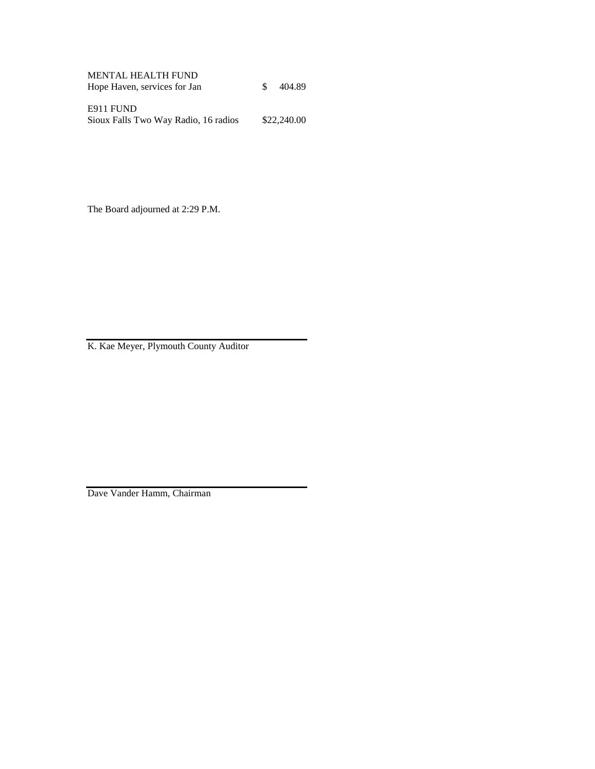MENTAL HEALTH FUND

| | |
|---|---|
| Hope Haven, services for Jan | $ 404.89 |

E911 FUND

| | |
|---|---|
| Sioux Falls Two Way Radio, 16 radios | $22,240.00 |

The Board adjourned at 2:29 P.M.

K. Kae Meyer, Plymouth County Auditor

Dave Vander Hamm, Chairman